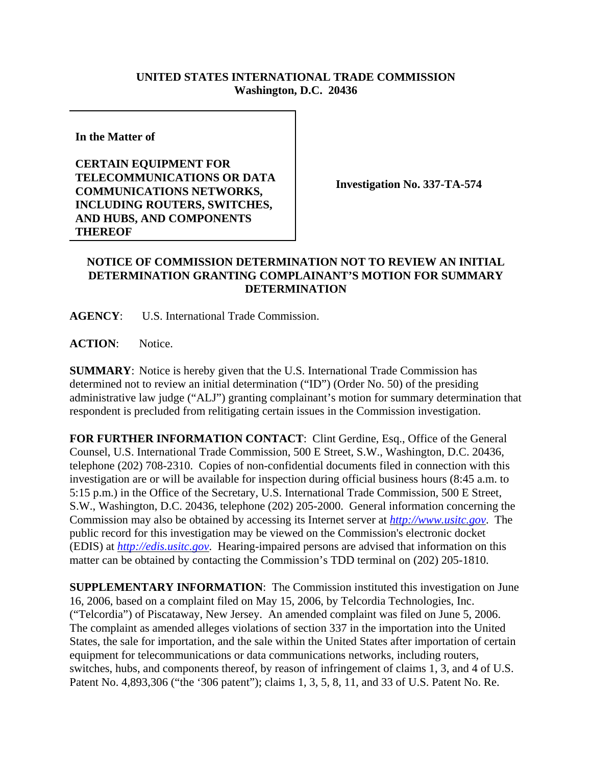**UNITED STATES INTERNATIONAL TRADE COMMISSION**
**Washington, D.C. 20436**

**In the Matter of**

**CERTAIN EQUIPMENT FOR TELECOMMUNICATIONS OR DATA COMMUNICATIONS NETWORKS, INCLUDING ROUTERS, SWITCHES, AND HUBS, AND COMPONENTS THEREOF**

**Investigation No. 337-TA-574**

## NOTICE OF COMMISSION DETERMINATION NOT TO REVIEW AN INITIAL DETERMINATION GRANTING COMPLAINANT'S MOTION FOR SUMMARY DETERMINATION

**AGENCY**: U.S. International Trade Commission.

**ACTION**: Notice.

**SUMMARY**: Notice is hereby given that the U.S. International Trade Commission has determined not to review an initial determination ("ID") (Order No. 50) of the presiding administrative law judge ("ALJ") granting complainant's motion for summary determination that respondent is precluded from relitigating certain issues in the Commission investigation.

**FOR FURTHER INFORMATION CONTACT**: Clint Gerdine, Esq., Office of the General Counsel, U.S. International Trade Commission, 500 E Street, S.W., Washington, D.C. 20436, telephone (202) 708-2310. Copies of non-confidential documents filed in connection with this investigation are or will be available for inspection during official business hours (8:45 a.m. to 5:15 p.m.) in the Office of the Secretary, U.S. International Trade Commission, 500 E Street, S.W., Washington, D.C. 20436, telephone (202) 205-2000. General information concerning the Commission may also be obtained by accessing its Internet server at *http://www.usitc.gov*. The public record for this investigation may be viewed on the Commission's electronic docket (EDIS) at *http://edis.usitc.gov*. Hearing-impaired persons are advised that information on this matter can be obtained by contacting the Commission's TDD terminal on (202) 205-1810.

**SUPPLEMENTARY INFORMATION**: The Commission instituted this investigation on June 16, 2006, based on a complaint filed on May 15, 2006, by Telcordia Technologies, Inc. ("Telcordia") of Piscataway, New Jersey. An amended complaint was filed on June 5, 2006. The complaint as amended alleges violations of section 337 in the importation into the United States, the sale for importation, and the sale within the United States after importation of certain equipment for telecommunications or data communications networks, including routers, switches, hubs, and components thereof, by reason of infringement of claims 1, 3, and 4 of U.S. Patent No. 4,893,306 ("the '306 patent"); claims 1, 3, 5, 8, 11, and 33 of U.S. Patent No. Re.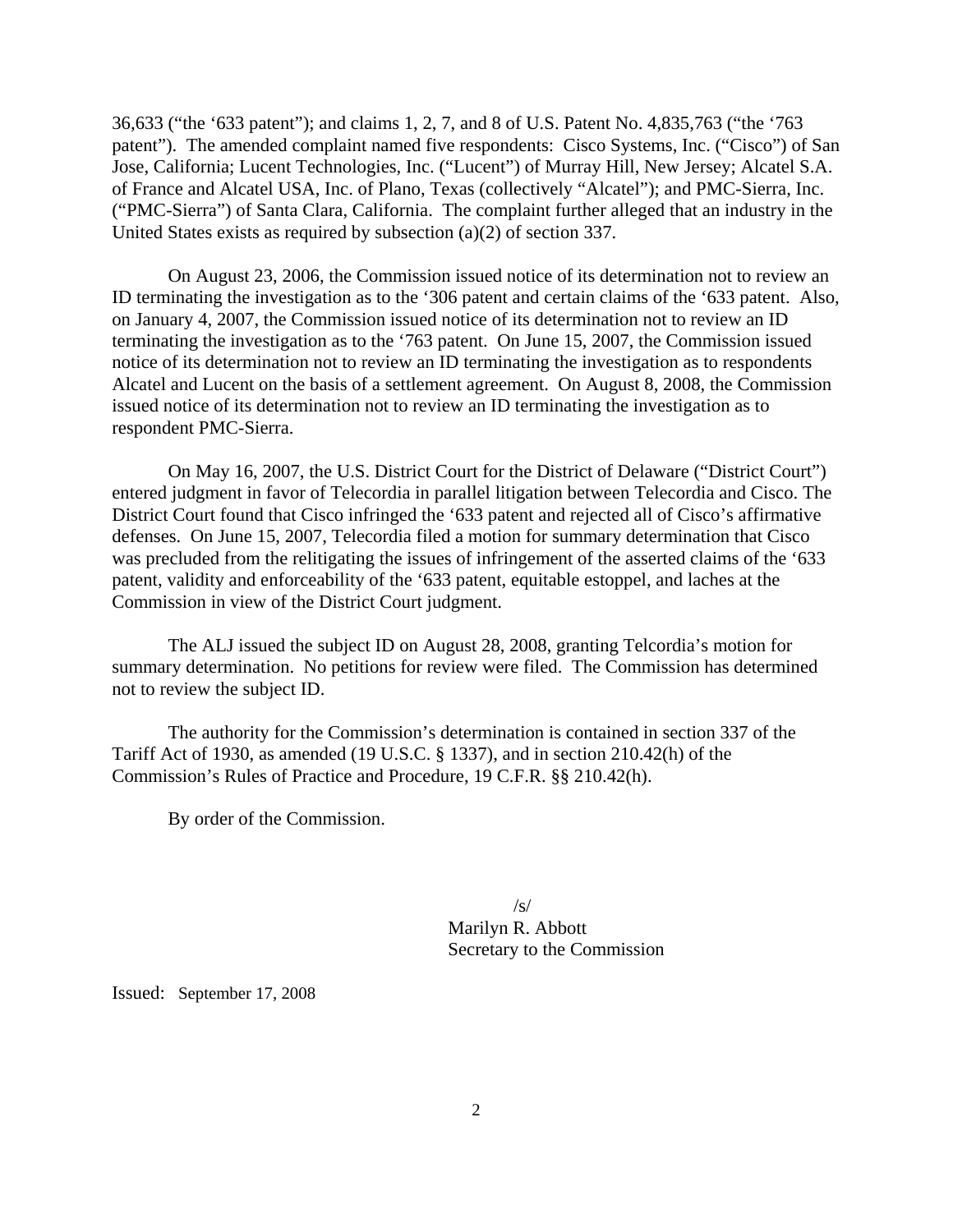36,633 ("the '633 patent"); and claims 1, 2, 7, and 8 of U.S. Patent No. 4,835,763 ("the '763 patent"). The amended complaint named five respondents: Cisco Systems, Inc. ("Cisco") of San Jose, California; Lucent Technologies, Inc. ("Lucent") of Murray Hill, New Jersey; Alcatel S.A. of France and Alcatel USA, Inc. of Plano, Texas (collectively "Alcatel"); and PMC-Sierra, Inc. ("PMC-Sierra") of Santa Clara, California. The complaint further alleged that an industry in the United States exists as required by subsection (a)(2) of section 337.

On August 23, 2006, the Commission issued notice of its determination not to review an ID terminating the investigation as to the '306 patent and certain claims of the '633 patent. Also, on January 4, 2007, the Commission issued notice of its determination not to review an ID terminating the investigation as to the '763 patent. On June 15, 2007, the Commission issued notice of its determination not to review an ID terminating the investigation as to respondents Alcatel and Lucent on the basis of a settlement agreement. On August 8, 2008, the Commission issued notice of its determination not to review an ID terminating the investigation as to respondent PMC-Sierra.

On May 16, 2007, the U.S. District Court for the District of Delaware ("District Court") entered judgment in favor of Telecordia in parallel litigation between Telecordia and Cisco. The District Court found that Cisco infringed the '633 patent and rejected all of Cisco's affirmative defenses. On June 15, 2007, Telecordia filed a motion for summary determination that Cisco was precluded from the relitigating the issues of infringement of the asserted claims of the '633 patent, validity and enforceability of the '633 patent, equitable estoppel, and laches at the Commission in view of the District Court judgment.

The ALJ issued the subject ID on August 28, 2008, granting Telcordia's motion for summary determination. No petitions for review were filed. The Commission has determined not to review the subject ID.

The authority for the Commission's determination is contained in section 337 of the Tariff Act of 1930, as amended (19 U.S.C. § 1337), and in section 210.42(h) of the Commission's Rules of Practice and Procedure, 19 C.F.R. §§ 210.42(h).

By order of the Commission.

/s/
Marilyn R. Abbott
Secretary to the Commission

Issued: September 17, 2008